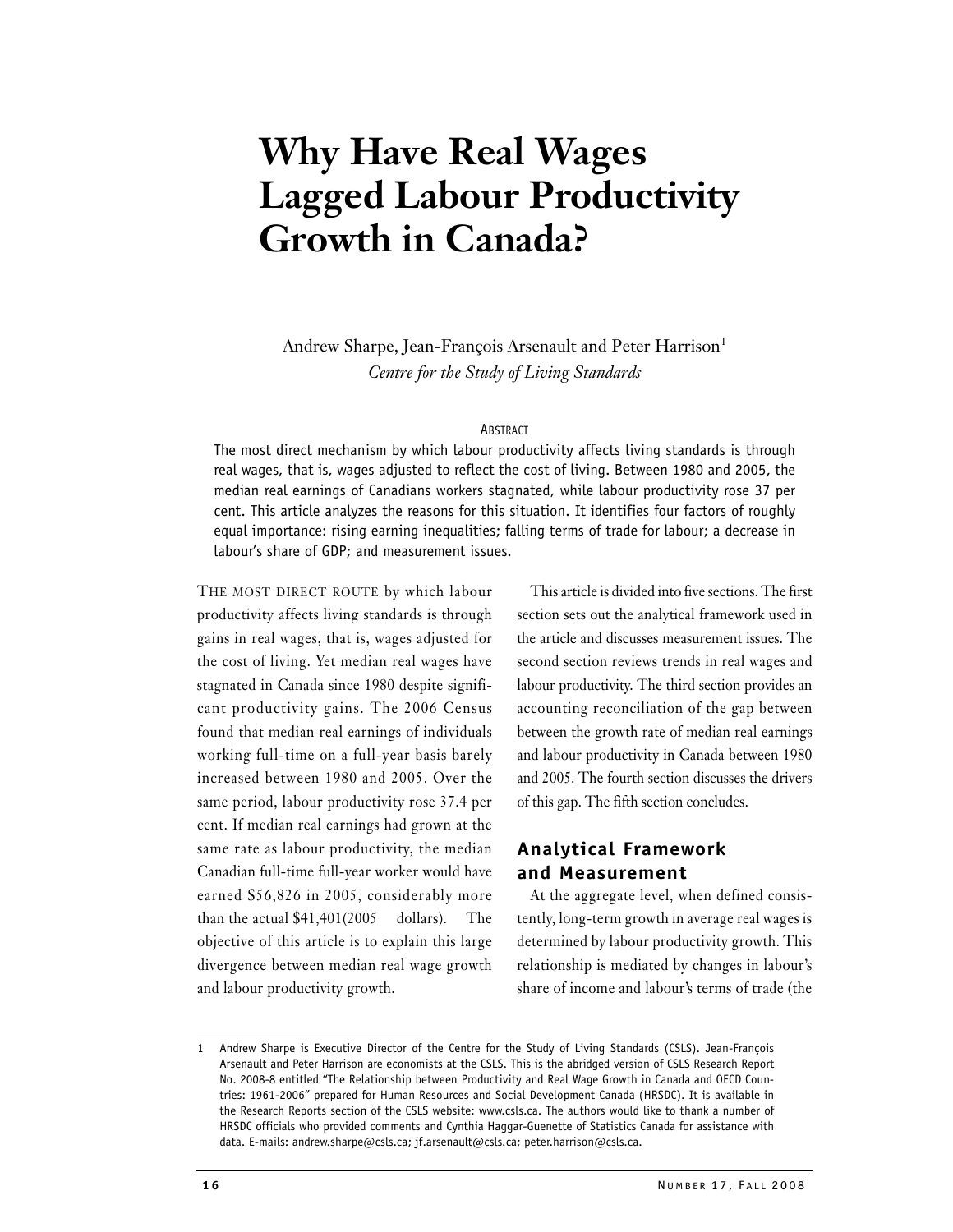# Why Have Real Wages Lagged Labour Productivity Growth in Canada?

Andrew Sharpe, Jean-François Arsenault and Peter Harrison[1]
*Centre for the Study of Living Standards*

ABSTRACT

The most direct mechanism by which labour productivity affects living standards is through real wages, that is, wages adjusted to reflect the cost of living. Between 1980 and 2005, the median real earnings of Canadians workers stagnated, while labour productivity rose 37 per cent. This article analyzes the reasons for this situation. It identifies four factors of roughly equal importance: rising earning inequalities; falling terms of trade for labour; a decrease in labour's share of GDP; and measurement issues.

THE MOST DIRECT ROUTE by which labour productivity affects living standards is through gains in real wages, that is, wages adjusted for the cost of living. Yet median real wages have stagnated in Canada since 1980 despite significant productivity gains. The 2006 Census found that median real earnings of individuals working full-time on a full-year basis barely increased between 1980 and 2005. Over the same period, labour productivity rose 37.4 per cent. If median real earnings had grown at the same rate as labour productivity, the median Canadian full-time full-year worker would have earned $56,826 in 2005, considerably more than the actual $41,401(2005 dollars). The objective of this article is to explain this large divergence between median real wage growth and labour productivity growth.

This article is divided into five sections. The first section sets out the analytical framework used in the article and discusses measurement issues. The second section reviews trends in real wages and labour productivity. The third section provides an accounting reconciliation of the gap between between the growth rate of median real earnings and labour productivity in Canada between 1980 and 2005. The fourth section discusses the drivers of this gap. The fifth section concludes.

## Analytical Framework and Measurement

At the aggregate level, when defined consistently, long-term growth in average real wages is determined by labour productivity growth. This relationship is mediated by changes in labour's share of income and labour's terms of trade (the

---

1 Andrew Sharpe is Executive Director of the Centre for the Study of Living Standards (CSLS). Jean-François Arsenault and Peter Harrison are economists at the CSLS. This is the abridged version of CSLS Research Report No. 2008-8 entitled "The Relationship between Productivity and Real Wage Growth in Canada and OECD Countries: 1961-2006" prepared for Human Resources and Social Development Canada (HRSDC). It is available in the Research Reports section of the CSLS website: www.csls.ca. The authors would like to thank a number of HRSDC officials who provided comments and Cynthia Haggar-Guenette of Statistics Canada for assistance with data. E-mails: andrew.sharpe@csls.ca; jf.arsenault@csls.ca; peter.harrison@csls.ca.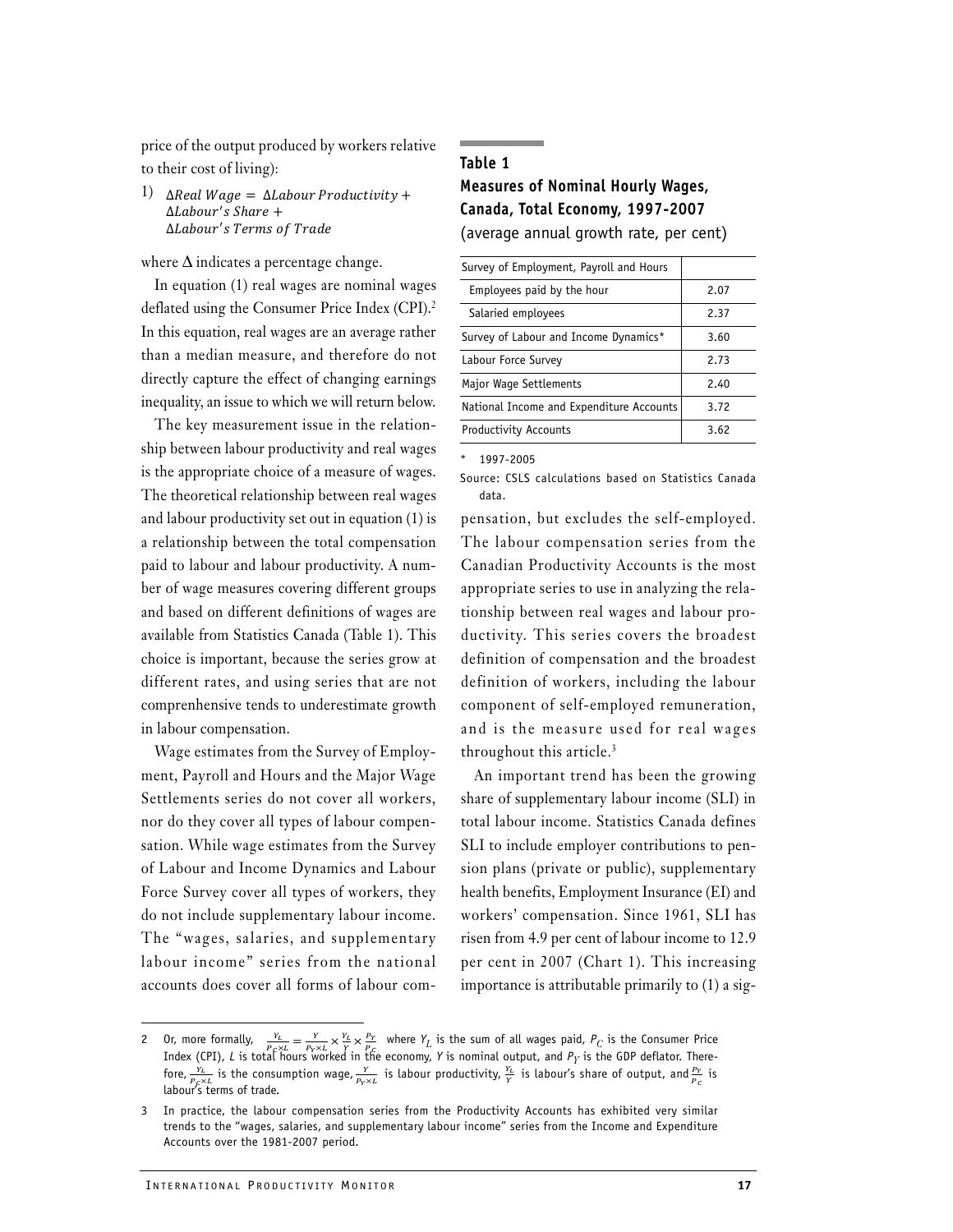price of the output produced by workers relative to their cost of living):

$$1)\quad \Delta Real\ Wage = \Delta Labour\ Productivity + \Delta Labour's\ Share + \Delta Labour's\ Terms\ of\ Trade$$

where $\Delta$ indicates a percentage change.

In equation (1) real wages are nominal wages deflated using the Consumer Price Index (CPI).[2] In this equation, real wages are an average rather than a median measure, and therefore do not directly capture the effect of changing earnings inequality, an issue to which we will return below.

The key measurement issue in the relationship between labour productivity and real wages is the appropriate choice of a measure of wages. The theoretical relationship between real wages and labour productivity set out in equation (1) is a relationship between the total compensation paid to labour and labour productivity. A number of wage measures covering different groups and based on different definitions of wages are available from Statistics Canada (Table 1). This choice is important, because the series grow at different rates, and using series that are not comprenhensive tends to underestimate growth in labour compensation.

Wage estimates from the Survey of Employment, Payroll and Hours and the Major Wage Settlements series do not cover all workers, nor do they cover all types of labour compensation. While wage estimates from the Survey of Labour and Income Dynamics and Labour Force Survey cover all types of workers, they do not include supplementary labour income. The "wages, salaries, and supplementary labour income" series from the national accounts does cover all forms of labour compensation, but excludes the self-employed. The labour compensation series from the Canadian Productivity Accounts is the most appropriate series to use in analyzing the relationship between real wages and labour productivity. This series covers the broadest definition of compensation and the broadest definition of workers, including the labour component of self-employed remuneration, and is the measure used for real wages throughout this article.[3]

**Table 1**
**Measures of Nominal Hourly Wages, Canada, Total Economy, 1997-2007**
(average annual growth rate, per cent)

| Survey of Employment, Payroll and Hours | |
|---|---|
| Employees paid by the hour | 2.07 |
| Salaried employees | 2.37 |
| Survey of Labour and Income Dynamics* | 3.60 |
| Labour Force Survey | 2.73 |
| Major Wage Settlements | 2.40 |
| National Income and Expenditure Accounts | 3.72 |
| Productivity Accounts | 3.62 |

\* 1997-2005

Source: CSLS calculations based on Statistics Canada data.

An important trend has been the growing share of supplementary labour income (SLI) in total labour income. Statistics Canada defines SLI to include employer contributions to pension plans (private or public), supplementary health benefits, Employment Insurance (EI) and workers' compensation. Since 1961, SLI has risen from 4.9 per cent of labour income to 12.9 per cent in 2007 (Chart 1). This increasing importance is attributable primarily to (1) a sig-

---

2 Or, more formally, $\frac{Y_L}{P_C \times L} = \frac{Y}{P_Y \times L} \times \frac{Y_L}{Y} \times \frac{P_Y}{P_C}$ where $Y_L$ is the sum of all wages paid, $P_C$ is the Consumer Price Index (CPI), $L$ is total hours worked in the economy, $Y$ is nominal output, and $P_Y$ is the GDP deflator. Therefore, $\frac{Y_L}{P_C \times L}$ is the consumption wage, $\frac{Y}{P_Y \times L}$ is labour productivity, $\frac{Y_L}{Y}$ is labour's share of output, and $\frac{P_Y}{P_C}$ is labour's terms of trade.

3 In practice, the labour compensation series from the Productivity Accounts has exhibited very similar trends to the "wages, salaries, and supplementary labour income" series from the Income and Expenditure Accounts over the 1981-2007 period.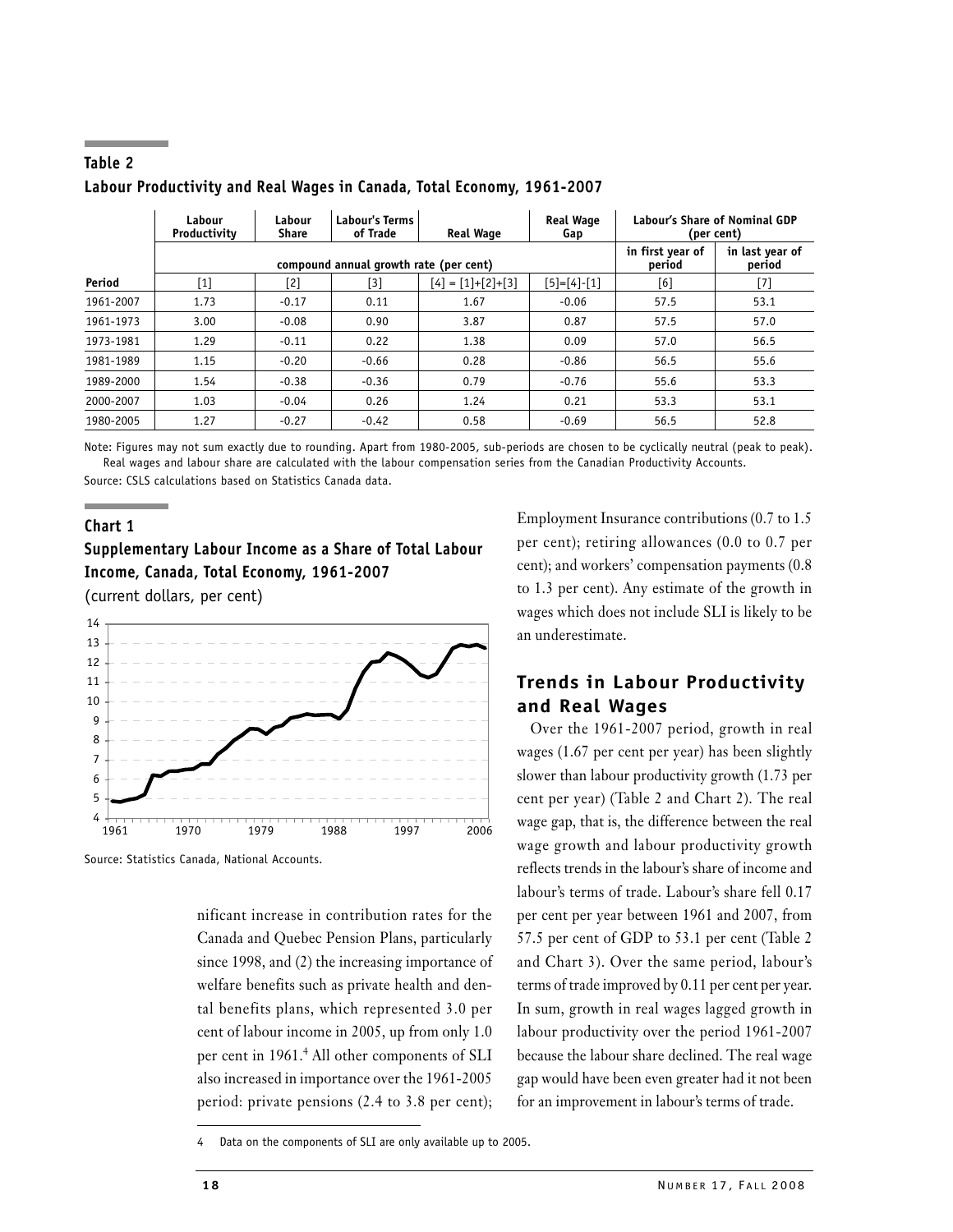**Table 2**

**Labour Productivity and Real Wages in Canada, Total Economy, 1961-2007**

| | Labour Productivity | Labour Share | Labour's Terms of Trade | Real Wage | Real Wage Gap | Labour's Share of Nominal GDP (per cent) | |
|---|---|---|---|---|---|---|---|
| | compound annual growth rate (per cent) | | | | | in first year of period | in last year of period |
| **Period** | [1] | [2] | [3] | [4] = [1]+[2]+[3] | [5]=[4]-[1] | [6] | [7] |
| 1961-2007 | 1.73 | -0.17 | 0.11 | 1.67 | -0.06 | 57.5 | 53.1 |
| 1961-1973 | 3.00 | -0.08 | 0.90 | 3.87 | 0.87 | 57.5 | 57.0 |
| 1973-1981 | 1.29 | -0.11 | 0.22 | 1.38 | 0.09 | 57.0 | 56.5 |
| 1981-1989 | 1.15 | -0.20 | -0.66 | 0.28 | -0.86 | 56.5 | 55.6 |
| 1989-2000 | 1.54 | -0.38 | -0.36 | 0.79 | -0.76 | 55.6 | 53.3 |
| 2000-2007 | 1.03 | -0.04 | 0.26 | 1.24 | 0.21 | 53.3 | 53.1 |
| 1980-2005 | 1.27 | -0.27 | -0.42 | 0.58 | -0.69 | 56.5 | 52.8 |

Note: Figures may not sum exactly due to rounding. Apart from 1980-2005, sub-periods are chosen to be cyclically neutral (peak to peak). Real wages and labour share are calculated with the labour compensation series from the Canadian Productivity Accounts.

Source: CSLS calculations based on Statistics Canada data.

**Chart 1**

**Supplementary Labour Income as a Share of Total Labour Income, Canada, Total Economy, 1961-2007**

(current dollars, per cent)

Source: Statistics Canada, National Accounts.

nificant increase in contribution rates for the Canada and Quebec Pension Plans, particularly since 1998, and (2) the increasing importance of welfare benefits such as private health and dental benefits plans, which represented 3.0 per cent of labour income in 2005, up from only 1.0 per cent in 1961.[4] All other components of SLI also increased in importance over the 1961-2005 period: private pensions (2.4 to 3.8 per cent); Employment Insurance contributions (0.7 to 1.5 per cent); retiring allowances (0.0 to 0.7 per cent); and workers' compensation payments (0.8 to 1.3 per cent). Any estimate of the growth in wages which does not include SLI is likely to be an underestimate.

## Trends in Labour Productivity and Real Wages

Over the 1961-2007 period, growth in real wages (1.67 per cent per year) has been slightly slower than labour productivity growth (1.73 per cent per year) (Table 2 and Chart 2). The real wage gap, that is, the difference between the real wage growth and labour productivity growth reflects trends in the labour's share of income and labour's terms of trade. Labour's share fell 0.17 per cent per year between 1961 and 2007, from 57.5 per cent of GDP to 53.1 per cent (Table 2 and Chart 3). Over the same period, labour's terms of trade improved by 0.11 per cent per year. In sum, growth in real wages lagged growth in labour productivity over the period 1961-2007 because the labour share declined. The real wage gap would have been even greater had it not been for an improvement in labour's terms of trade.

4 Data on the components of SLI are only available up to 2005.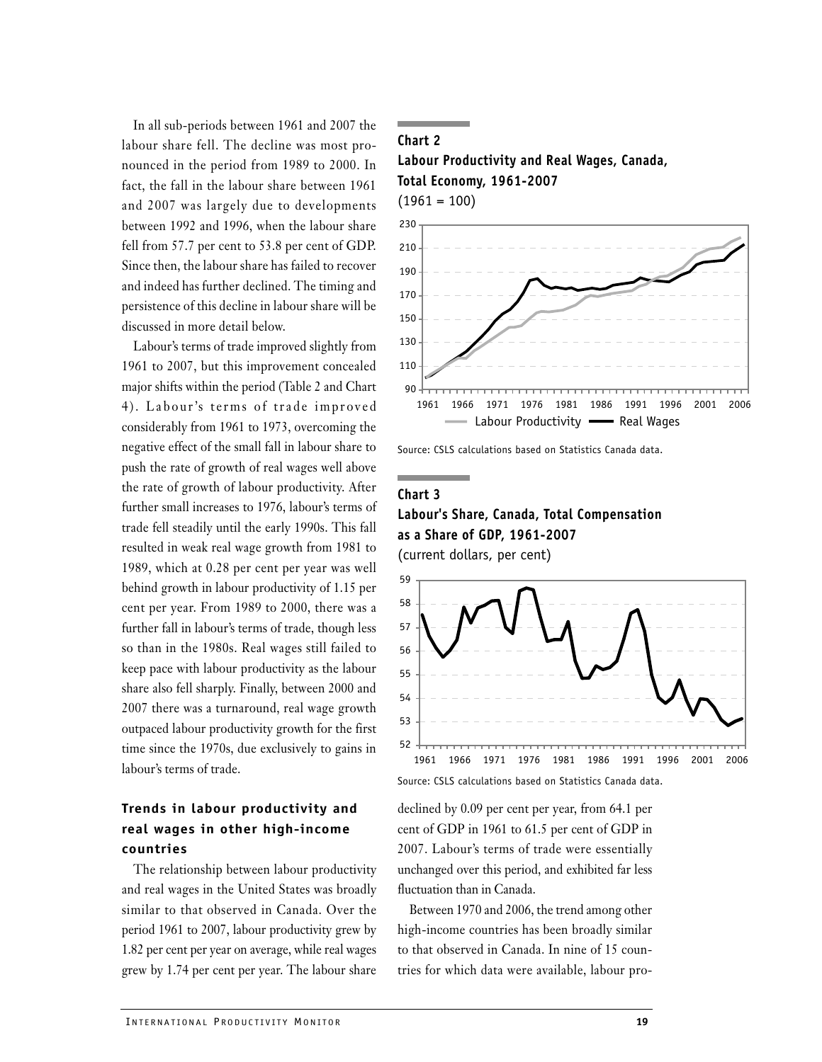In all sub-periods between 1961 and 2007 the labour share fell. The decline was most pronounced in the period from 1989 to 2000. In fact, the fall in the labour share between 1961 and 2007 was largely due to developments between 1992 and 1996, when the labour share fell from 57.7 per cent to 53.8 per cent of GDP. Since then, the labour share has failed to recover and indeed has further declined. The timing and persistence of this decline in labour share will be discussed in more detail below.

Labour's terms of trade improved slightly from 1961 to 2007, but this improvement concealed major shifts within the period (Table 2 and Chart 4). Labour's terms of trade improved considerably from 1961 to 1973, overcoming the negative effect of the small fall in labour share to push the rate of growth of real wages well above the rate of growth of labour productivity. After further small increases to 1976, labour's terms of trade fell steadily until the early 1990s. This fall resulted in weak real wage growth from 1981 to 1989, which at 0.28 per cent per year was well behind growth in labour productivity of 1.15 per cent per year. From 1989 to 2000, there was a further fall in labour's terms of trade, though less so than in the 1980s. Real wages still failed to keep pace with labour productivity as the labour share also fell sharply. Finally, between 2000 and 2007 there was a turnaround, real wage growth outpaced labour productivity growth for the first time since the 1970s, due exclusively to gains in labour's terms of trade.

**Chart 2**
**Labour Productivity and Real Wages, Canada, Total Economy, 1961-2007**
(1961 = 100)

Source: CSLS calculations based on Statistics Canada data.

**Chart 3**
**Labour's Share, Canada, Total Compensation as a Share of GDP, 1961-2007**
(current dollars, per cent)

Source: CSLS calculations based on Statistics Canada data.

### Trends in labour productivity and real wages in other high-income countries

The relationship between labour productivity and real wages in the United States was broadly similar to that observed in Canada. Over the period 1961 to 2007, labour productivity grew by 1.82 per cent per year on average, while real wages grew by 1.74 per cent per year. The labour share declined by 0.09 per cent per year, from 64.1 per cent of GDP in 1961 to 61.5 per cent of GDP in 2007. Labour's terms of trade were essentially unchanged over this period, and exhibited far less fluctuation than in Canada.

Between 1970 and 2006, the trend among other high-income countries has been broadly similar to that observed in Canada. In nine of 15 countries for which data were available, labour pro-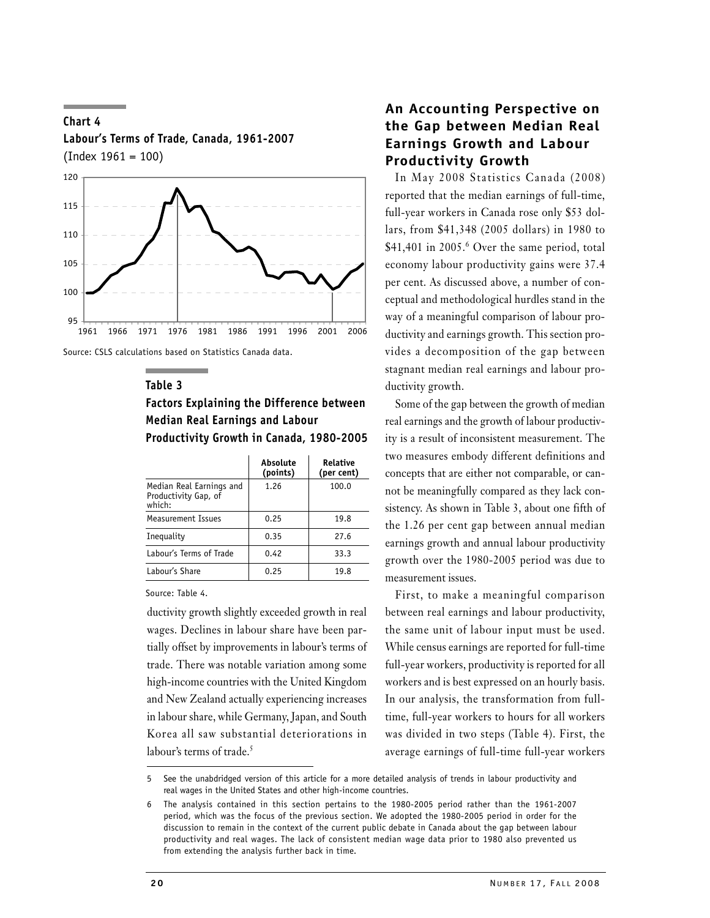**Chart 4**
**Labour's Terms of Trade, Canada, 1961-2007**
(Index 1961 = 100)

Source: CSLS calculations based on Statistics Canada data.

**Table 3**
**Factors Explaining the Difference between Median Real Earnings and Labour Productivity Growth in Canada, 1980-2005**

| | Absolute (points) | Relative (per cent) |
|---|---|---|
| Median Real Earnings and Productivity Gap, of which: | 1.26 | 100.0 |
| Measurement Issues | 0.25 | 19.8 |
| Inequality | 0.35 | 27.6 |
| Labour's Terms of Trade | 0.42 | 33.3 |
| Labour's Share | 0.25 | 19.8 |

Source: Table 4.

ductivity growth slightly exceeded growth in real wages. Declines in labour share have been partially offset by improvements in labour's terms of trade. There was notable variation among some high-income countries with the United Kingdom and New Zealand actually experiencing increases in labour share, while Germany, Japan, and South Korea all saw substantial deteriorations in labour's terms of trade.[5]

## An Accounting Perspective on the Gap between Median Real Earnings Growth and Labour Productivity Growth

In May 2008 Statistics Canada (2008) reported that the median earnings of full-time, full-year workers in Canada rose only $53 dollars, from $41,348 (2005 dollars) in 1980 to $41,401 in 2005.[6] Over the same period, total economy labour productivity gains were 37.4 per cent. As discussed above, a number of conceptual and methodological hurdles stand in the way of a meaningful comparison of labour productivity and earnings growth. This section provides a decomposition of the gap between stagnant median real earnings and labour productivity growth.

Some of the gap between the growth of median real earnings and the growth of labour productivity is a result of inconsistent measurement. The two measures embody different definitions and concepts that are either not comparable, or cannot be meaningfully compared as they lack consistency. As shown in Table 3, about one fifth of the 1.26 per cent gap between annual median earnings growth and annual labour productivity growth over the 1980-2005 period was due to measurement issues.

First, to make a meaningful comparison between real earnings and labour productivity, the same unit of labour input must be used. While census earnings are reported for full-time full-year workers, productivity is reported for all workers and is best expressed on an hourly basis. In our analysis, the transformation from full-time, full-year workers to hours for all workers was divided in two steps (Table 4). First, the average earnings of full-time full-year workers

---

5 See the unabridged version of this article for a more detailed analysis of trends in labour productivity and real wages in the United States and other high-income countries.

6 The analysis contained in this section pertains to the 1980-2005 period rather than the 1961-2007 period, which was the focus of the previous section. We adopted the 1980-2005 period in order for the discussion to remain in the context of the current public debate in Canada about the gap between labour productivity and real wages. The lack of consistent median wage data prior to 1980 also prevented us from extending the analysis further back in time.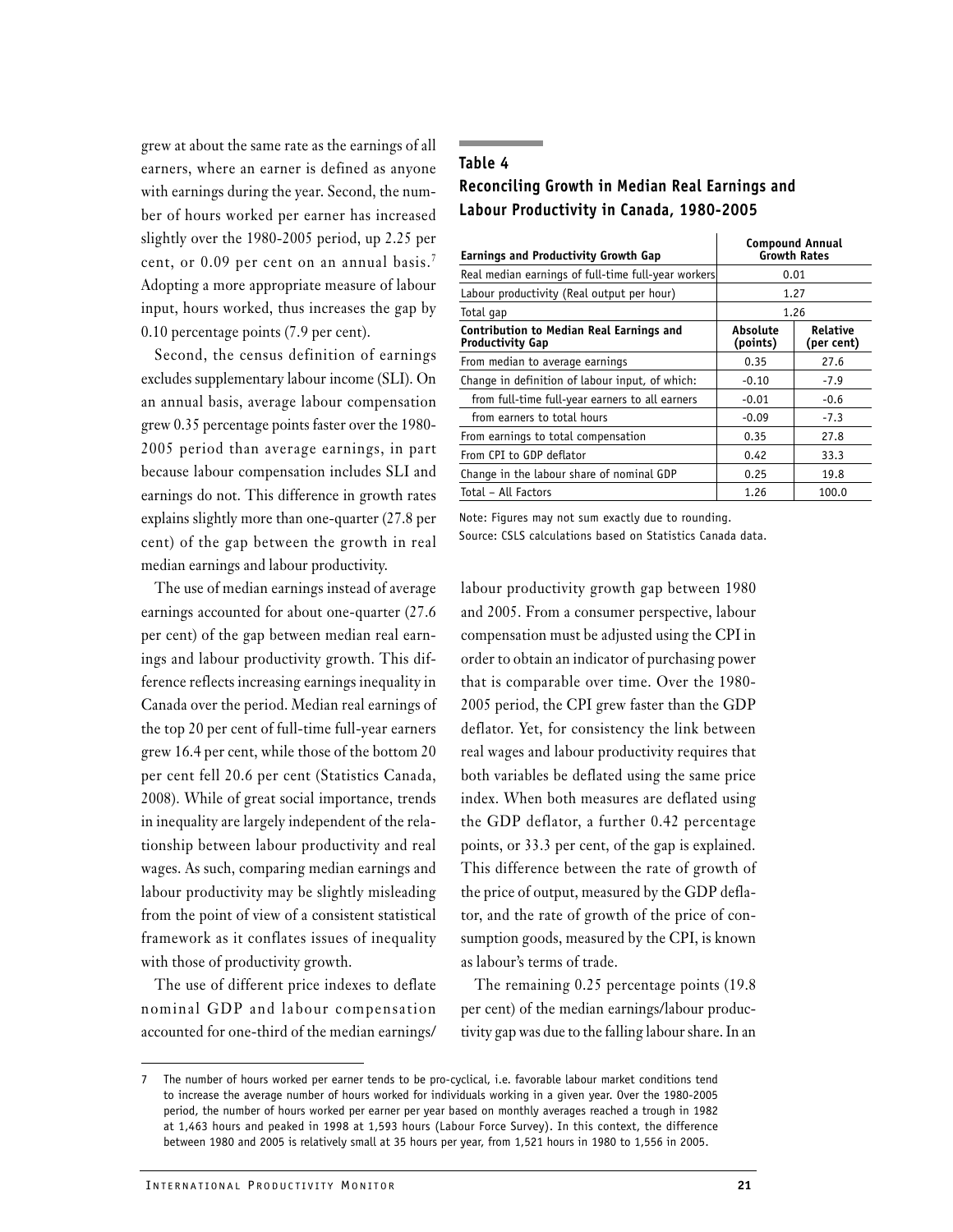grew at about the same rate as the earnings of all earners, where an earner is defined as anyone with earnings during the year. Second, the number of hours worked per earner has increased slightly over the 1980-2005 period, up 2.25 per cent, or 0.09 per cent on an annual basis.[7] Adopting a more appropriate measure of labour input, hours worked, thus increases the gap by 0.10 percentage points (7.9 per cent).

Second, the census definition of earnings excludes supplementary labour income (SLI). On an annual basis, average labour compensation grew 0.35 percentage points faster over the 1980-2005 period than average earnings, in part because labour compensation includes SLI and earnings do not. This difference in growth rates explains slightly more than one-quarter (27.8 per cent) of the gap between the growth in real median earnings and labour productivity.

The use of median earnings instead of average earnings accounted for about one-quarter (27.6 per cent) of the gap between median real earnings and labour productivity growth. This difference reflects increasing earnings inequality in Canada over the period. Median real earnings of the top 20 per cent of full-time full-year earners grew 16.4 per cent, while those of the bottom 20 per cent fell 20.6 per cent (Statistics Canada, 2008). While of great social importance, trends in inequality are largely independent of the relationship between labour productivity and real wages. As such, comparing median earnings and labour productivity may be slightly misleading from the point of view of a consistent statistical framework as it conflates issues of inequality with those of productivity growth.

The use of different price indexes to deflate nominal GDP and labour compensation accounted for one-third of the median earnings/labour productivity growth gap between 1980 and 2005. From a consumer perspective, labour compensation must be adjusted using the CPI in order to obtain an indicator of purchasing power that is comparable over time. Over the 1980-2005 period, the CPI grew faster than the GDP deflator. Yet, for consistency the link between real wages and labour productivity requires that both variables be deflated using the same price index. When both measures are deflated using the GDP deflator, a further 0.42 percentage points, or 33.3 per cent, of the gap is explained. This difference between the rate of growth of the price of output, measured by the GDP deflator, and the rate of growth of the price of consumption goods, measured by the CPI, is known as labour's terms of trade.

The remaining 0.25 percentage points (19.8 per cent) of the median earnings/labour productivity gap was due to the falling labour share. In an

### Table 4
### Reconciling Growth in Median Real Earnings and Labour Productivity in Canada, 1980-2005

| **Earnings and Productivity Growth Gap** | **Compound Annual Growth Rates** | |
|---|---|---|
| Real median earnings of full-time full-year workers | 0.01 | |
| Labour productivity (Real output per hour) | 1.27 | |
| Total gap | 1.26 | |
| **Contribution to Median Real Earnings and Productivity Gap** | **Absolute (points)** | **Relative (per cent)** |
| From median to average earnings | 0.35 | 27.6 |
| Change in definition of labour input, of which: | -0.10 | -7.9 |
| from full-time full-year earners to all earners | -0.01 | -0.6 |
| from earners to total hours | -0.09 | -7.3 |
| From earnings to total compensation | 0.35 | 27.8 |
| From CPI to GDP deflator | 0.42 | 33.3 |
| Change in the labour share of nominal GDP | 0.25 | 19.8 |
| Total – All Factors | 1.26 | 100.0 |

Note: Figures may not sum exactly due to rounding.
Source: CSLS calculations based on Statistics Canada data.

7 The number of hours worked per earner tends to be pro-cyclical, i.e. favorable labour market conditions tend to increase the average number of hours worked for individuals working in a given year. Over the 1980-2005 period, the number of hours worked per earner per year based on monthly averages reached a trough in 1982 at 1,463 hours and peaked in 1998 at 1,593 hours (Labour Force Survey). In this context, the difference between 1980 and 2005 is relatively small at 35 hours per year, from 1,521 hours in 1980 to 1,556 in 2005.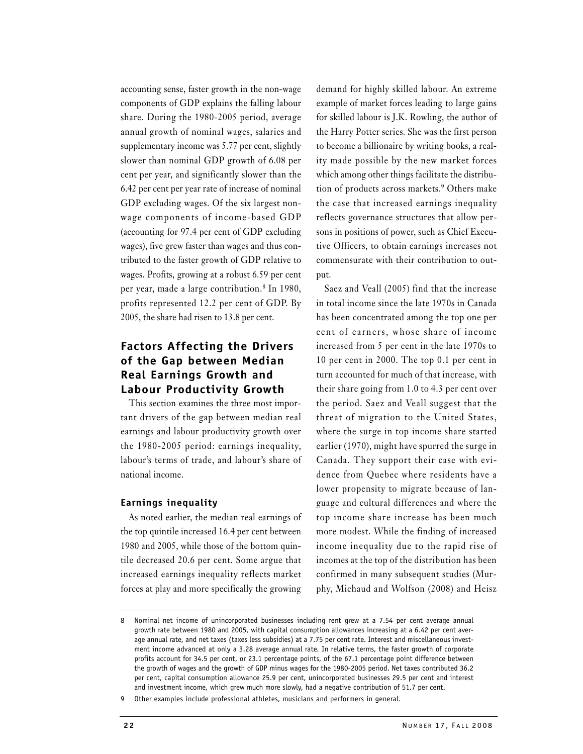accounting sense, faster growth in the non-wage components of GDP explains the falling labour share. During the 1980-2005 period, average annual growth of nominal wages, salaries and supplementary income was 5.77 per cent, slightly slower than nominal GDP growth of 6.08 per cent per year, and significantly slower than the 6.42 per cent per year rate of increase of nominal GDP excluding wages. Of the six largest non-wage components of income-based GDP (accounting for 97.4 per cent of GDP excluding wages), five grew faster than wages and thus contributed to the faster growth of GDP relative to wages. Profits, growing at a robust 6.59 per cent per year, made a large contribution.[8] In 1980, profits represented 12.2 per cent of GDP. By 2005, the share had risen to 13.8 per cent.

## Factors Affecting the Drivers of the Gap between Median Real Earnings Growth and Labour Productivity Growth

This section examines the three most important drivers of the gap between median real earnings and labour productivity growth over the 1980-2005 period: earnings inequality, labour's terms of trade, and labour's share of national income.

### Earnings inequality

As noted earlier, the median real earnings of the top quintile increased 16.4 per cent between 1980 and 2005, while those of the bottom quintile decreased 20.6 per cent. Some argue that increased earnings inequality reflects market forces at play and more specifically the growing demand for highly skilled labour. An extreme example of market forces leading to large gains for skilled labour is J.K. Rowling, the author of the Harry Potter series. She was the first person to become a billionaire by writing books, a reality made possible by the new market forces which among other things facilitate the distribution of products across markets.[9] Others make the case that increased earnings inequality reflects governance structures that allow persons in positions of power, such as Chief Executive Officers, to obtain earnings increases not commensurate with their contribution to output.

Saez and Veall (2005) find that the increase in total income since the late 1970s in Canada has been concentrated among the top one per cent of earners, whose share of income increased from 5 per cent in the late 1970s to 10 per cent in 2000. The top 0.1 per cent in turn accounted for much of that increase, with their share going from 1.0 to 4.3 per cent over the period. Saez and Veall suggest that the threat of migration to the United States, where the surge in top income share started earlier (1970), might have spurred the surge in Canada. They support their case with evidence from Quebec where residents have a lower propensity to migrate because of language and cultural differences and where the top income share increase has been much more modest. While the finding of increased income inequality due to the rapid rise of incomes at the top of the distribution has been confirmed in many subsequent studies (Murphy, Michaud and Wolfson (2008) and Heisz

---

8 Nominal net income of unincorporated businesses including rent grew at a 7.54 per cent average annual growth rate between 1980 and 2005, with capital consumption allowances increasing at a 6.42 per cent average annual rate, and net taxes (taxes less subsidies) at a 7.75 per cent rate. Interest and miscellaneous investment income advanced at only a 3.28 average annual rate. In relative terms, the faster growth of corporate profits account for 34.5 per cent, or 23.1 percentage points, of the 67.1 percentage point difference between the growth of wages and the growth of GDP minus wages for the 1980-2005 period. Net taxes contributed 36.2 per cent, capital consumption allowance 25.9 per cent, unincorporated businesses 29.5 per cent and interest and investment income, which grew much more slowly, had a negative contribution of 51.7 per cent.

9 Other examples include professional athletes, musicians and performers in general.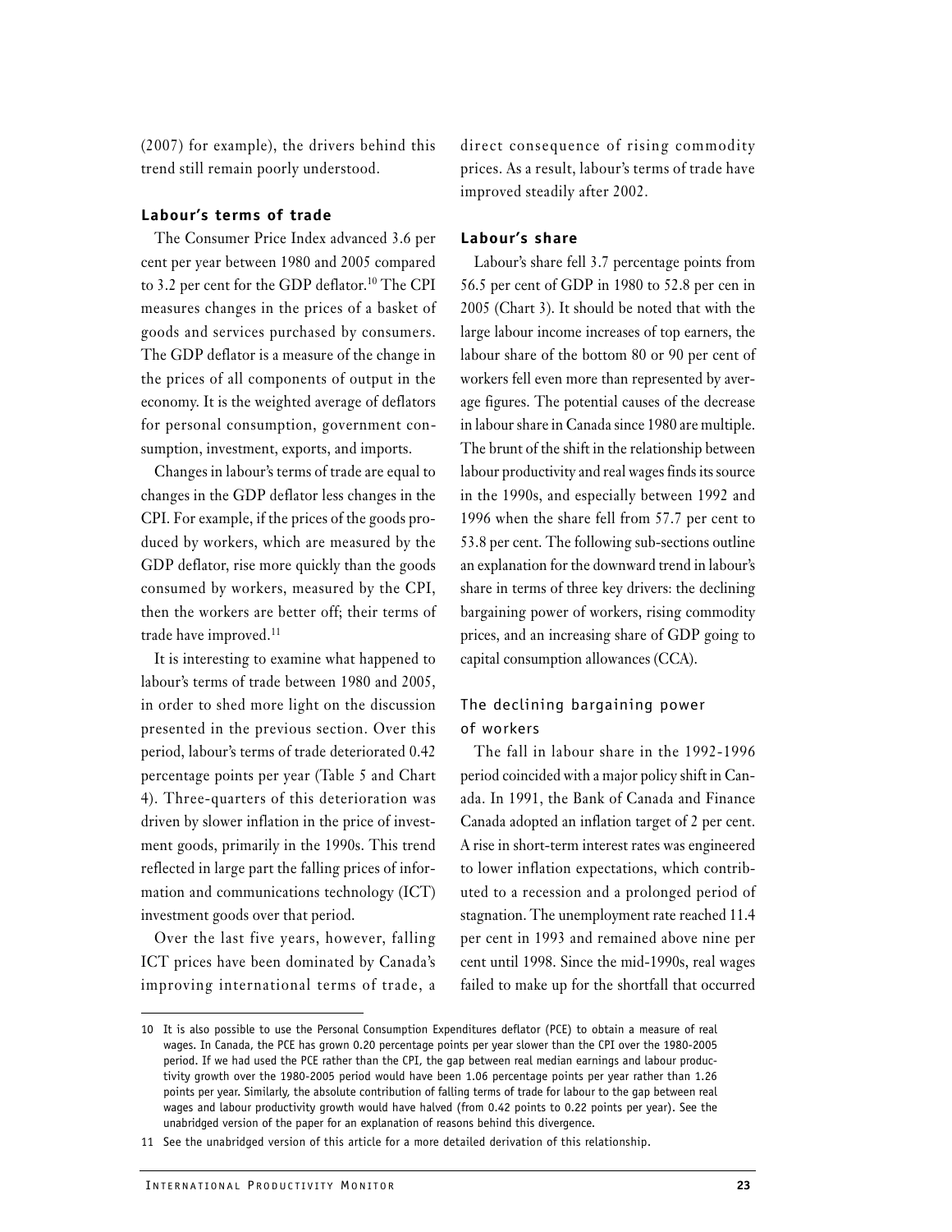(2007) for example), the drivers behind this trend still remain poorly understood.

### Labour's terms of trade

The Consumer Price Index advanced 3.6 per cent per year between 1980 and 2005 compared to 3.2 per cent for the GDP deflator.[10] The CPI measures changes in the prices of a basket of goods and services purchased by consumers. The GDP deflator is a measure of the change in the prices of all components of output in the economy. It is the weighted average of deflators for personal consumption, government consumption, investment, exports, and imports.

Changes in labour's terms of trade are equal to changes in the GDP deflator less changes in the CPI. For example, if the prices of the goods produced by workers, which are measured by the GDP deflator, rise more quickly than the goods consumed by workers, measured by the CPI, then the workers are better off; their terms of trade have improved.[11]

It is interesting to examine what happened to labour's terms of trade between 1980 and 2005, in order to shed more light on the discussion presented in the previous section. Over this period, labour's terms of trade deteriorated 0.42 percentage points per year (Table 5 and Chart 4). Three-quarters of this deterioration was driven by slower inflation in the price of investment goods, primarily in the 1990s. This trend reflected in large part the falling prices of information and communications technology (ICT) investment goods over that period.

Over the last five years, however, falling ICT prices have been dominated by Canada's improving international terms of trade, a direct consequence of rising commodity prices. As a result, labour's terms of trade have improved steadily after 2002.

### Labour's share

Labour's share fell 3.7 percentage points from 56.5 per cent of GDP in 1980 to 52.8 per cen in 2005 (Chart 3). It should be noted that with the large labour income increases of top earners, the labour share of the bottom 80 or 90 per cent of workers fell even more than represented by average figures. The potential causes of the decrease in labour share in Canada since 1980 are multiple. The brunt of the shift in the relationship between labour productivity and real wages finds its source in the 1990s, and especially between 1992 and 1996 when the share fell from 57.7 per cent to 53.8 per cent. The following sub-sections outline an explanation for the downward trend in labour's share in terms of three key drivers: the declining bargaining power of workers, rising commodity prices, and an increasing share of GDP going to capital consumption allowances (CCA).

#### The declining bargaining power of workers

The fall in labour share in the 1992-1996 period coincided with a major policy shift in Canada. In 1991, the Bank of Canada and Finance Canada adopted an inflation target of 2 per cent. A rise in short-term interest rates was engineered to lower inflation expectations, which contributed to a recession and a prolonged period of stagnation. The unemployment rate reached 11.4 per cent in 1993 and remained above nine per cent until 1998. Since the mid-1990s, real wages failed to make up for the shortfall that occurred

---

10 It is also possible to use the Personal Consumption Expenditures deflator (PCE) to obtain a measure of real wages. In Canada, the PCE has grown 0.20 percentage points per year slower than the CPI over the 1980-2005 period. If we had used the PCE rather than the CPI, the gap between real median earnings and labour productivity growth over the 1980-2005 period would have been 1.06 percentage points per year rather than 1.26 points per year. Similarly, the absolute contribution of falling terms of trade for labour to the gap between real wages and labour productivity growth would have halved (from 0.42 points to 0.22 points per year). See the unabridged version of the paper for an explanation of reasons behind this divergence.

11 See the unabridged version of this article for a more detailed derivation of this relationship.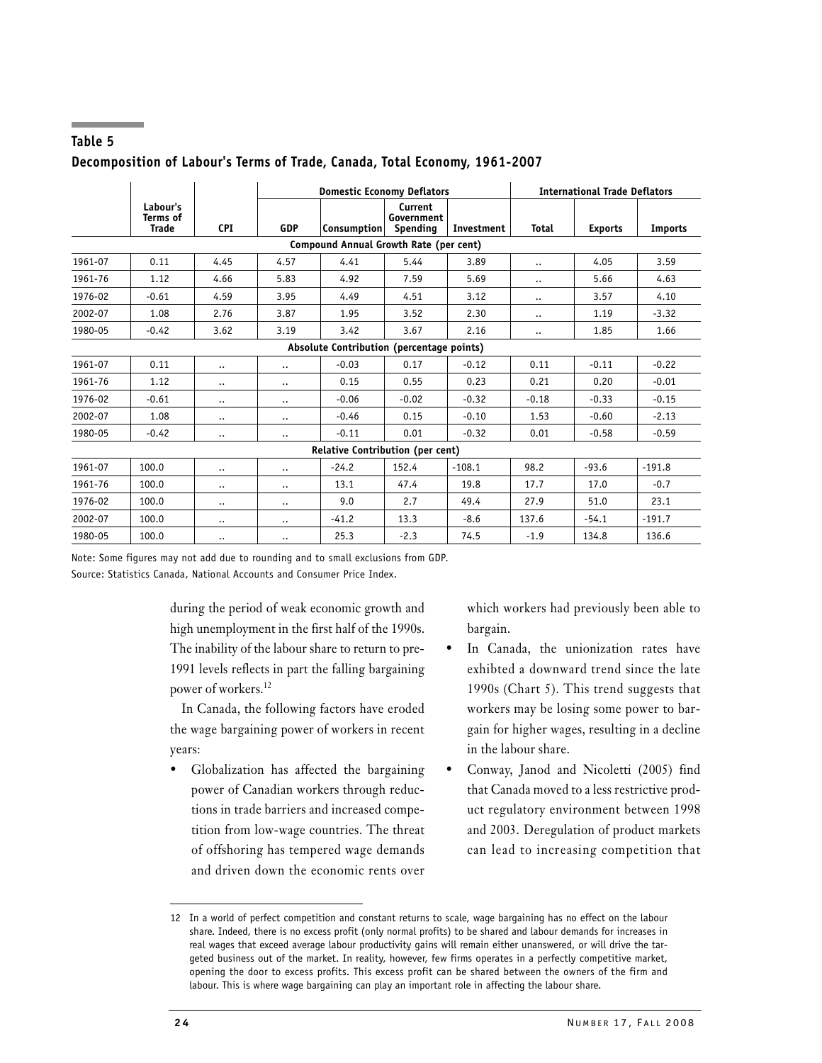## Table 5

### Decomposition of Labour's Terms of Trade, Canada, Total Economy, 1961-2007

| | Labour's Terms of Trade | CPI | Domestic Economy Deflators | | | | International Trade Deflators | | |
|---|---|---|---|---|---|---|---|---|---|
| | | | GDP | Consumption | Current Government Spending | Investment | Total | Exports | Imports |
| **Compound Annual Growth Rate (per cent)** | | | | | | | | | |
| 1961-07 | 0.11 | 4.45 | 4.57 | 4.41 | 5.44 | 3.89 | .. | 4.05 | 3.59 |
| 1961-76 | 1.12 | 4.66 | 5.83 | 4.92 | 7.59 | 5.69 | .. | 5.66 | 4.63 |
| 1976-02 | -0.61 | 4.59 | 3.95 | 4.49 | 4.51 | 3.12 | .. | 3.57 | 4.10 |
| 2002-07 | 1.08 | 2.76 | 3.87 | 1.95 | 3.52 | 2.30 | .. | 1.19 | -3.32 |
| 1980-05 | -0.42 | 3.62 | 3.19 | 3.42 | 3.67 | 2.16 | .. | 1.85 | 1.66 |
| **Absolute Contribution (percentage points)** | | | | | | | | | |
| 1961-07 | 0.11 | .. | .. | -0.03 | 0.17 | -0.12 | 0.11 | -0.11 | -0.22 |
| 1961-76 | 1.12 | .. | .. | 0.15 | 0.55 | 0.23 | 0.21 | 0.20 | -0.01 |
| 1976-02 | -0.61 | .. | .. | -0.06 | -0.02 | -0.32 | -0.18 | -0.33 | -0.15 |
| 2002-07 | 1.08 | .. | .. | -0.46 | 0.15 | -0.10 | 1.53 | -0.60 | -2.13 |
| 1980-05 | -0.42 | .. | .. | -0.11 | 0.01 | -0.32 | 0.01 | -0.58 | -0.59 |
| **Relative Contribution (per cent)** | | | | | | | | | |
| 1961-07 | 100.0 | .. | .. | -24.2 | 152.4 | -108.1 | 98.2 | -93.6 | -191.8 |
| 1961-76 | 100.0 | .. | .. | 13.1 | 47.4 | 19.8 | 17.7 | 17.0 | -0.7 |
| 1976-02 | 100.0 | .. | .. | 9.0 | 2.7 | 49.4 | 27.9 | 51.0 | 23.1 |
| 2002-07 | 100.0 | .. | .. | -41.2 | 13.3 | -8.6 | 137.6 | -54.1 | -191.7 |
| 1980-05 | 100.0 | .. | .. | 25.3 | -2.3 | 74.5 | -1.9 | 134.8 | 136.6 |

Note: Some figures may not add due to rounding and to small exclusions from GDP.

Source: Statistics Canada, National Accounts and Consumer Price Index.

during the period of weak economic growth and high unemployment in the first half of the 1990s. The inability of the labour share to return to pre-1991 levels reflects in part the falling bargaining power of workers.[12]

In Canada, the following factors have eroded the wage bargaining power of workers in recent years:

- Globalization has affected the bargaining power of Canadian workers through reductions in trade barriers and increased competition from low-wage countries. The threat of offshoring has tempered wage demands and driven down the economic rents over which workers had previously been able to bargain.
- In Canada, the unionization rates have exhbited a downward trend since the late 1990s (Chart 5). This trend suggests that workers may be losing some power to bargain for higher wages, resulting in a decline in the labour share.
- Conway, Janod and Nicoletti (2005) find that Canada moved to a less restrictive product regulatory environment between 1998 and 2003. Deregulation of product markets can lead to increasing competition that

12 In a world of perfect competition and constant returns to scale, wage bargaining has no effect on the labour share. Indeed, there is no excess profit (only normal profits) to be shared and labour demands for increases in real wages that exceed average labour productivity gains will remain either unanswered, or will drive the targeted business out of the market. In reality, however, few firms operates in a perfectly competitive market, opening the door to excess profits. This excess profit can be shared between the owners of the firm and labour. This is where wage bargaining can play an important role in affecting the labour share.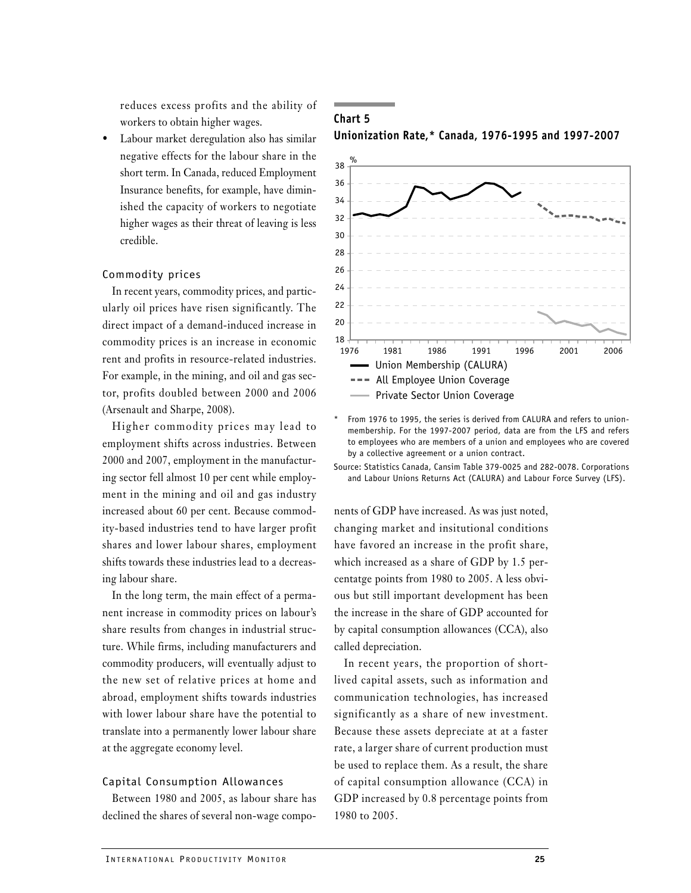reduces excess profits and the ability of workers to obtain higher wages.

- Labour market deregulation also has similar negative effects for the labour share in the short term. In Canada, reduced Employment Insurance benefits, for example, have diminished the capacity of workers to negotiate higher wages as their threat of leaving is less credible.

### Commodity prices

In recent years, commodity prices, and particularly oil prices have risen significantly. The direct impact of a demand-induced increase in commodity prices is an increase in economic rent and profits in resource-related industries. For example, in the mining, and oil and gas sector, profits doubled between 2000 and 2006 (Arsenault and Sharpe, 2008).

Higher commodity prices may lead to employment shifts across industries. Between 2000 and 2007, employment in the manufacturing sector fell almost 10 per cent while employment in the mining and oil and gas industry increased about 60 per cent. Because commodity-based industries tend to have larger profit shares and lower labour shares, employment shifts towards these industries lead to a decreasing labour share.

In the long term, the main effect of a permanent increase in commodity prices on labour's share results from changes in industrial structure. While firms, including manufacturers and commodity producers, will eventually adjust to the new set of relative prices at home and abroad, employment shifts towards industries with lower labour share have the potential to translate into a permanently lower labour share at the aggregate economy level.

### Capital Consumption Allowances

Between 1980 and 2005, as labour share has declined the shares of several non-wage components of GDP have increased. As was just noted, changing market and insitutional conditions have favored an increase in the profit share, which increased as a share of GDP by 1.5 percentatge points from 1980 to 2005. A less obvious but still important development has been the increase in the share of GDP accounted for by capital consumption allowances (CCA), also called depreciation.

In recent years, the proportion of short-lived capital assets, such as information and communication technologies, has increased significantly as a share of new investment. Because these assets depreciate at at a faster rate, a larger share of current production must be used to replace them. As a result, the share of capital consumption allowance (CCA) in GDP increased by 0.8 percentage points from 1980 to 2005.

**Chart 5**
**Unionization Rate,* Canada, 1976-1995 and 1997-2007**

Legend: Union Membership (CALURA); All Employee Union Coverage; Private Sector Union Coverage

\* From 1976 to 1995, the series is derived from CALURA and refers to union-membership. For the 1997-2007 period, data are from the LFS and refers to employees who are members of a union and employees who are covered by a collective agreement or a union contract.

Source: Statistics Canada, Cansim Table 379-0025 and 282-0078. Corporations and Labour Unions Returns Act (CALURA) and Labour Force Survey (LFS).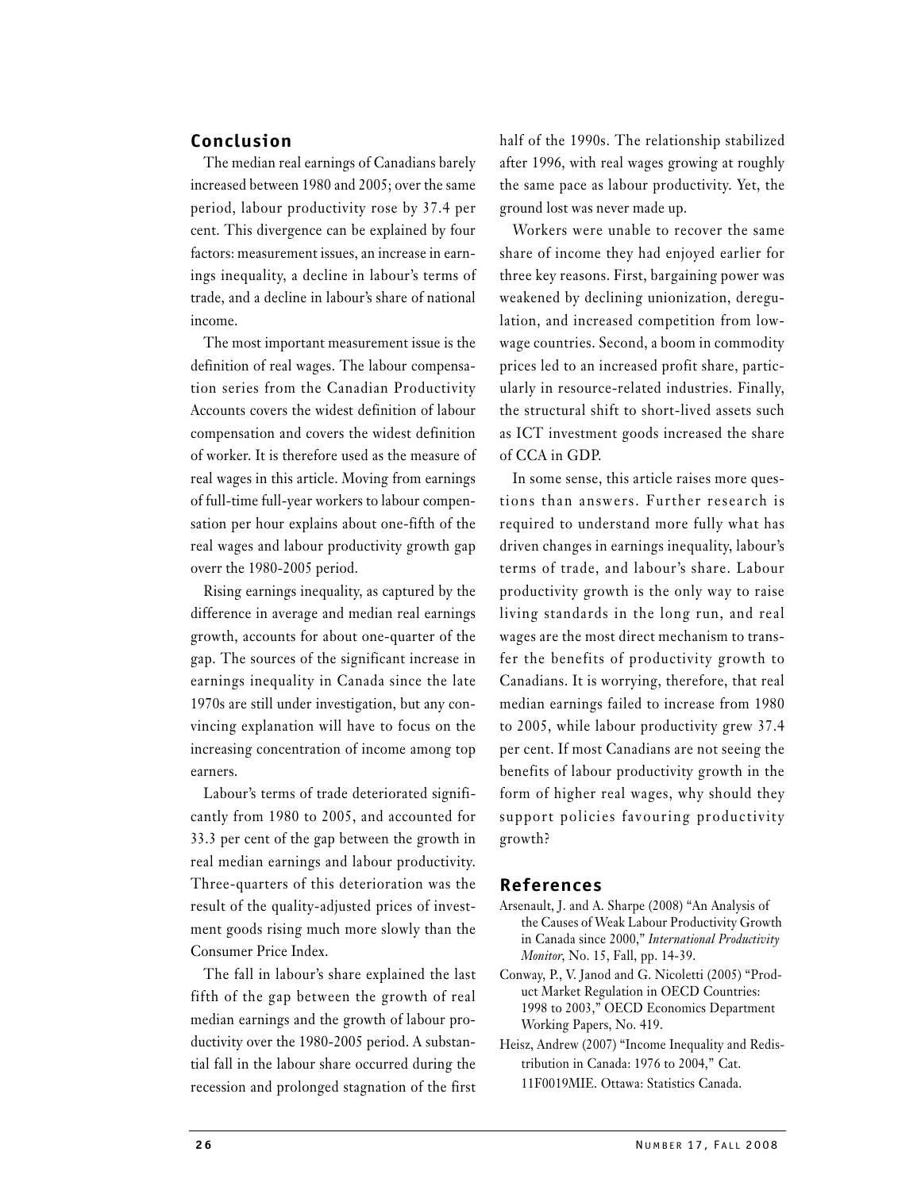## Conclusion

The median real earnings of Canadians barely increased between 1980 and 2005; over the same period, labour productivity rose by 37.4 per cent. This divergence can be explained by four factors: measurement issues, an increase in earnings inequality, a decline in labour's terms of trade, and a decline in labour's share of national income.

The most important measurement issue is the definition of real wages. The labour compensation series from the Canadian Productivity Accounts covers the widest definition of labour compensation and covers the widest definition of worker. It is therefore used as the measure of real wages in this article. Moving from earnings of full-time full-year workers to labour compensation per hour explains about one-fifth of the real wages and labour productivity growth gap overr the 1980-2005 period.

Rising earnings inequality, as captured by the difference in average and median real earnings growth, accounts for about one-quarter of the gap. The sources of the significant increase in earnings inequality in Canada since the late 1970s are still under investigation, but any convincing explanation will have to focus on the increasing concentration of income among top earners.

Labour's terms of trade deteriorated significantly from 1980 to 2005, and accounted for 33.3 per cent of the gap between the growth in real median earnings and labour productivity. Three-quarters of this deterioration was the result of the quality-adjusted prices of investment goods rising much more slowly than the Consumer Price Index.

The fall in labour's share explained the last fifth of the gap between the growth of real median earnings and the growth of labour productivity over the 1980-2005 period. A substantial fall in the labour share occurred during the recession and prolonged stagnation of the first half of the 1990s. The relationship stabilized after 1996, with real wages growing at roughly the same pace as labour productivity. Yet, the ground lost was never made up.

Workers were unable to recover the same share of income they had enjoyed earlier for three key reasons. First, bargaining power was weakened by declining unionization, deregulation, and increased competition from low-wage countries. Second, a boom in commodity prices led to an increased profit share, particularly in resource-related industries. Finally, the structural shift to short-lived assets such as ICT investment goods increased the share of CCA in GDP.

In some sense, this article raises more questions than answers. Further research is required to understand more fully what has driven changes in earnings inequality, labour's terms of trade, and labour's share. Labour productivity growth is the only way to raise living standards in the long run, and real wages are the most direct mechanism to transfer the benefits of productivity growth to Canadians. It is worrying, therefore, that real median earnings failed to increase from 1980 to 2005, while labour productivity grew 37.4 per cent. If most Canadians are not seeing the benefits of labour productivity growth in the form of higher real wages, why should they support policies favouring productivity growth?

## References

Arsenault, J. and A. Sharpe (2008) "An Analysis of the Causes of Weak Labour Productivity Growth in Canada since 2000," *International Productivity Monitor*, No. 15, Fall, pp. 14-39.

Conway, P., V. Janod and G. Nicoletti (2005) "Product Market Regulation in OECD Countries: 1998 to 2003," OECD Economics Department Working Papers, No. 419.

Heisz, Andrew (2007) "Income Inequality and Redistribution in Canada: 1976 to 2004," Cat. 11F0019MIE. Ottawa: Statistics Canada.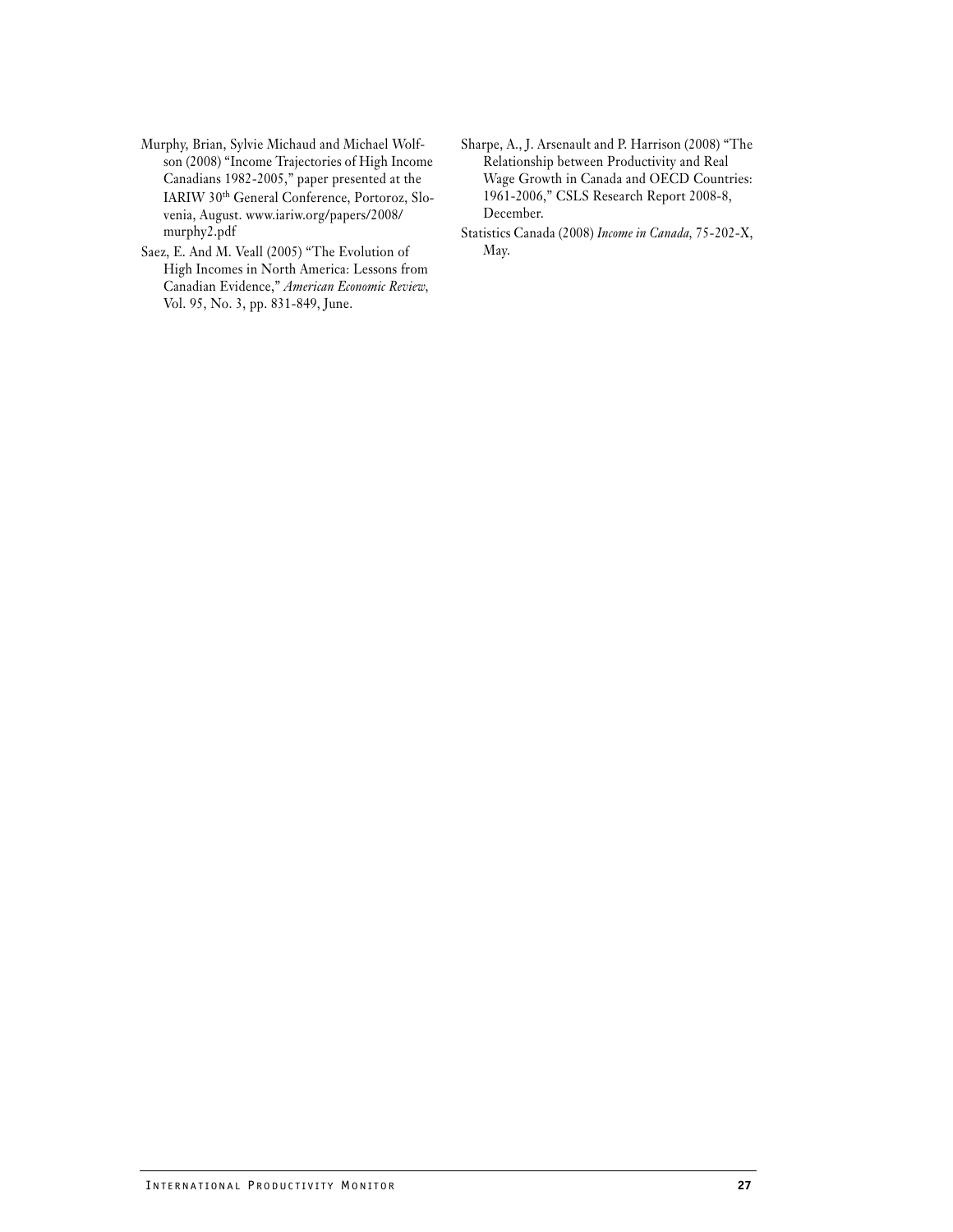Murphy, Brian, Sylvie Michaud and Michael Wolfson (2008) "Income Trajectories of High Income Canadians 1982-2005," paper presented at the IARIW 30th General Conference, Portoroz, Slovenia, August. www.iariw.org/papers/2008/murphy2.pdf

Saez, E. And M. Veall (2005) "The Evolution of High Incomes in North America: Lessons from Canadian Evidence," *American Economic Review*, Vol. 95, No. 3, pp. 831-849, June.

Sharpe, A., J. Arsenault and P. Harrison (2008) "The Relationship between Productivity and Real Wage Growth in Canada and OECD Countries: 1961-2006," CSLS Research Report 2008-8, December.

Statistics Canada (2008) *Income in Canada*, 75-202-X, May.